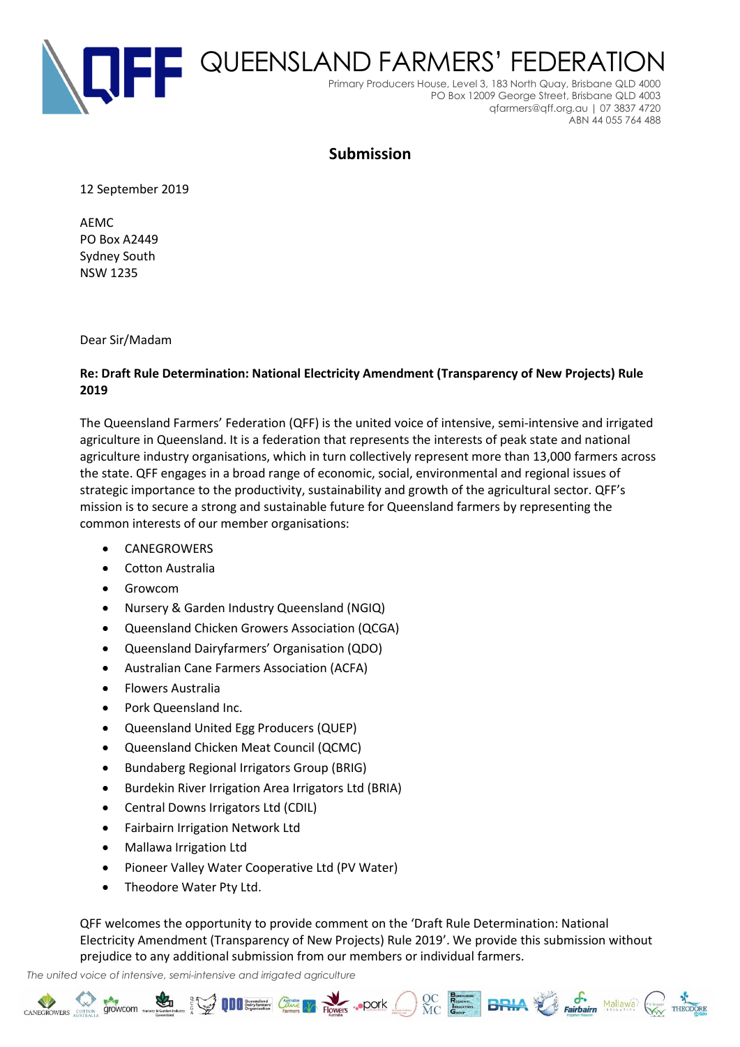# QUEENSLAND FARMERS' FEDERATION

Primary Producers House, Level 3, 183 North Quay, Brisbane QLD 4000
PO Box 12009 George Street, Brisbane QLD 4003
qfarmers@qff.org.au | 07 3837 4720
ABN 44 055 764 488

## Submission

12 September 2019

AEMC
PO Box A2449
Sydney South
NSW 1235

Dear Sir/Madam

**Re: Draft Rule Determination: National Electricity Amendment (Transparency of New Projects) Rule 2019**

The Queensland Farmers' Federation (QFF) is the united voice of intensive, semi-intensive and irrigated agriculture in Queensland. It is a federation that represents the interests of peak state and national agriculture industry organisations, which in turn collectively represent more than 13,000 farmers across the state. QFF engages in a broad range of economic, social, environmental and regional issues of strategic importance to the productivity, sustainability and growth of the agricultural sector. QFF's mission is to secure a strong and sustainable future for Queensland farmers by representing the common interests of our member organisations:

- CANEGROWERS
- Cotton Australia
- Growcom
- Nursery & Garden Industry Queensland (NGIQ)
- Queensland Chicken Growers Association (QCGA)
- Queensland Dairyfarmers' Organisation (QDO)
- Australian Cane Farmers Association (ACFA)
- Flowers Australia
- Pork Queensland Inc.
- Queensland United Egg Producers (QUEP)
- Queensland Chicken Meat Council (QCMC)
- Bundaberg Regional Irrigators Group (BRIG)
- Burdekin River Irrigation Area Irrigators Ltd (BRIA)
- Central Downs Irrigators Ltd (CDIL)
- Fairbairn Irrigation Network Ltd
- Mallawa Irrigation Ltd
- Pioneer Valley Water Cooperative Ltd (PV Water)
- Theodore Water Pty Ltd.

QFF welcomes the opportunity to provide comment on the 'Draft Rule Determination: National Electricity Amendment (Transparency of New Projects) Rule 2019'. We provide this submission without prejudice to any additional submission from our members or individual farmers.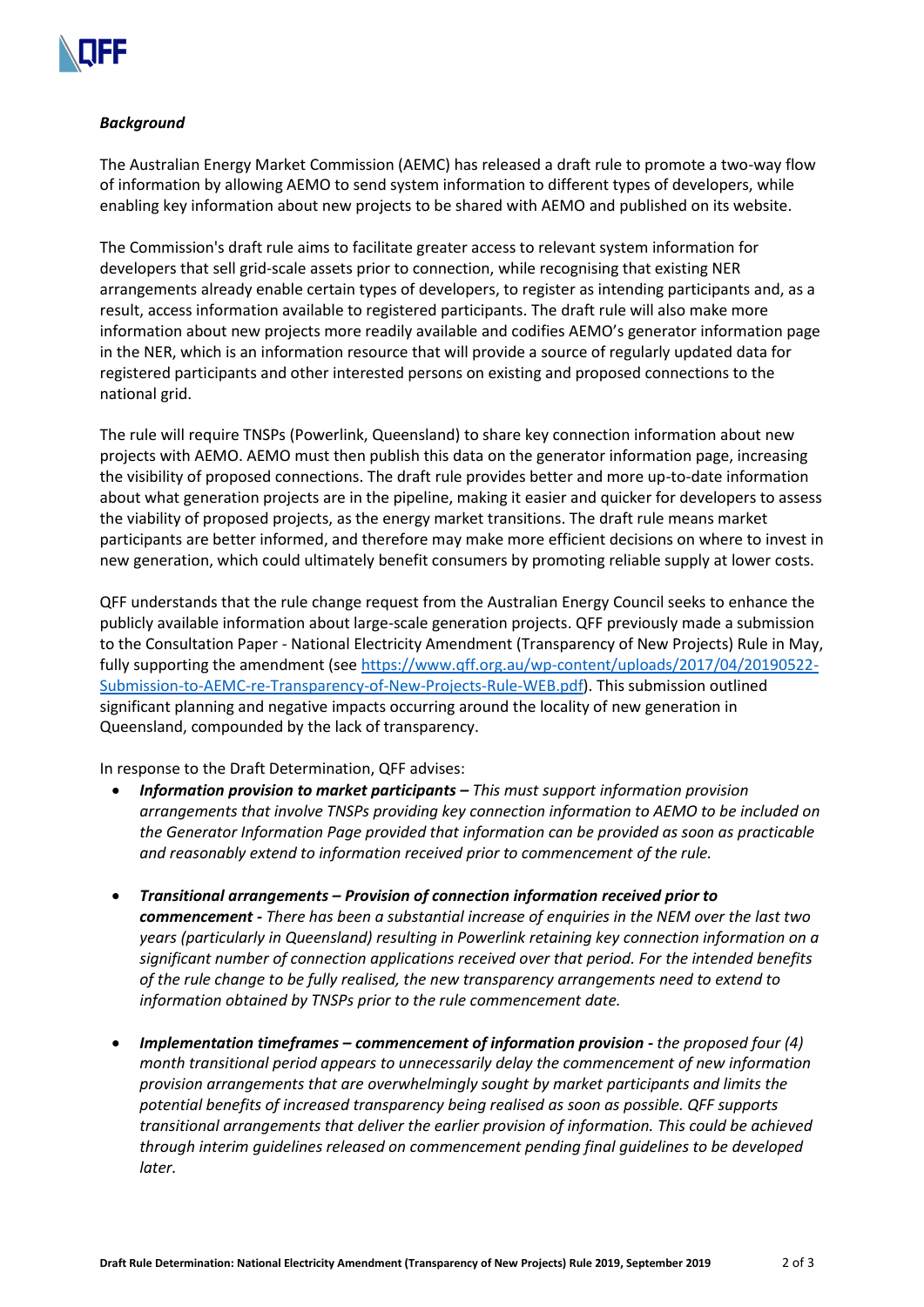***Background***

The Australian Energy Market Commission (AEMC) has released a draft rule to promote a two-way flow of information by allowing AEMO to send system information to different types of developers, while enabling key information about new projects to be shared with AEMO and published on its website.

The Commission's draft rule aims to facilitate greater access to relevant system information for developers that sell grid-scale assets prior to connection, while recognising that existing NER arrangements already enable certain types of developers, to register as intending participants and, as a result, access information available to registered participants. The draft rule will also make more information about new projects more readily available and codifies AEMO's generator information page in the NER, which is an information resource that will provide a source of regularly updated data for registered participants and other interested persons on existing and proposed connections to the national grid.

The rule will require TNSPs (Powerlink, Queensland) to share key connection information about new projects with AEMO. AEMO must then publish this data on the generator information page, increasing the visibility of proposed connections. The draft rule provides better and more up-to-date information about what generation projects are in the pipeline, making it easier and quicker for developers to assess the viability of proposed projects, as the energy market transitions. The draft rule means market participants are better informed, and therefore may make more efficient decisions on where to invest in new generation, which could ultimately benefit consumers by promoting reliable supply at lower costs.

QFF understands that the rule change request from the Australian Energy Council seeks to enhance the publicly available information about large-scale generation projects. QFF previously made a submission to the Consultation Paper - National Electricity Amendment (Transparency of New Projects) Rule in May, fully supporting the amendment (see [https://www.qff.org.au/wp-content/uploads/2017/04/20190522-Submission-to-AEMC-re-Transparency-of-New-Projects-Rule-WEB.pdf](https://www.qff.org.au/wp-content/uploads/2017/04/20190522-Submission-to-AEMC-re-Transparency-of-New-Projects-Rule-WEB.pdf)). This submission outlined significant planning and negative impacts occurring around the locality of new generation in Queensland, compounded by the lack of transparency.

In response to the Draft Determination, QFF advises:

- ***Information provision to market participants –*** *This must support information provision arrangements that involve TNSPs providing key connection information to AEMO to be included on the Generator Information Page provided that information can be provided as soon as practicable and reasonably extend to information received prior to commencement of the rule.*

- ***Transitional arrangements – Provision of connection information received prior to commencement -*** *There has been a substantial increase of enquiries in the NEM over the last two years (particularly in Queensland) resulting in Powerlink retaining key connection information on a significant number of connection applications received over that period. For the intended benefits of the rule change to be fully realised, the new transparency arrangements need to extend to information obtained by TNSPs prior to the rule commencement date.*

- ***Implementation timeframes – commencement of information provision -*** *the proposed four (4) month transitional period appears to unnecessarily delay the commencement of new information provision arrangements that are overwhelmingly sought by market participants and limits the potential benefits of increased transparency being realised as soon as possible. QFF supports transitional arrangements that deliver the earlier provision of information. This could be achieved through interim guidelines released on commencement pending final guidelines to be developed later.*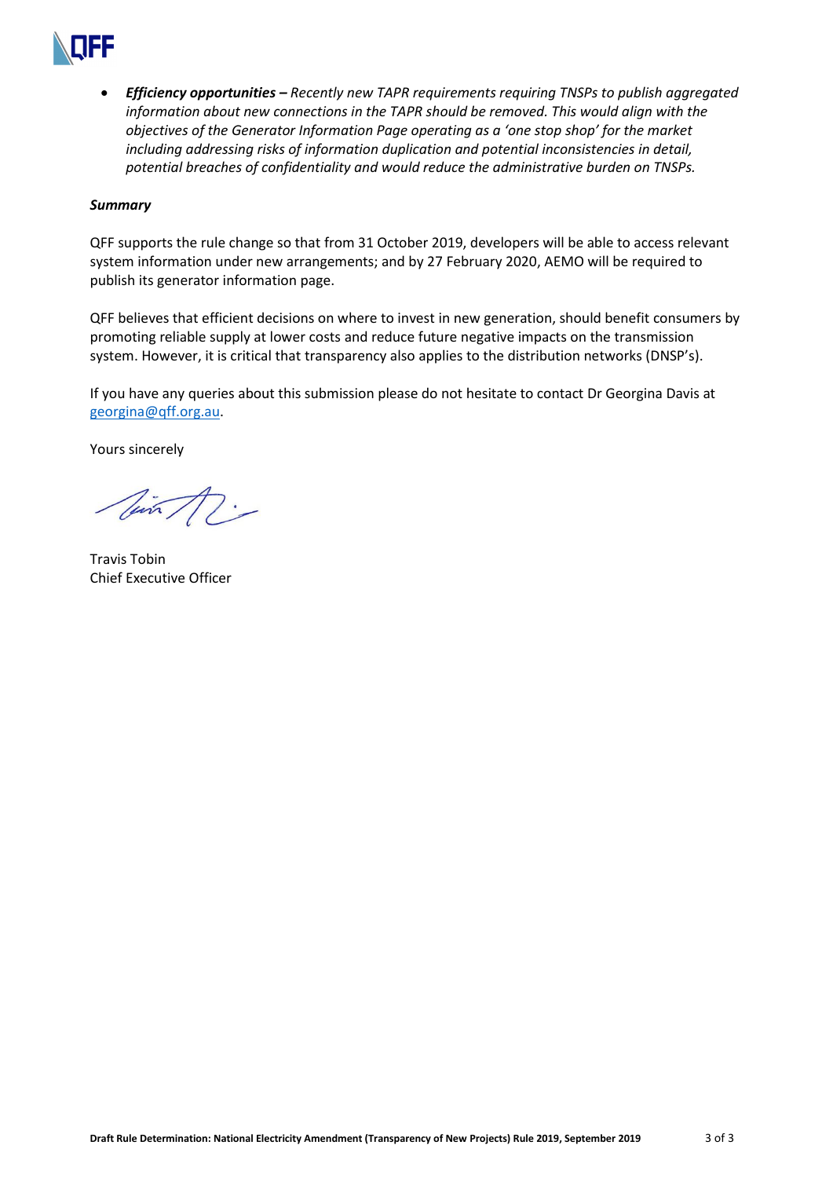- ***Efficiency opportunities –*** *Recently new TAPR requirements requiring TNSPs to publish aggregated information about new connections in the TAPR should be removed. This would align with the objectives of the Generator Information Page operating as a 'one stop shop' for the market including addressing risks of information duplication and potential inconsistencies in detail, potential breaches of confidentiality and would reduce the administrative burden on TNSPs.*

***Summary***

QFF supports the rule change so that from 31 October 2019, developers will be able to access relevant system information under new arrangements; and by 27 February 2020, AEMO will be required to publish its generator information page.

QFF believes that efficient decisions on where to invest in new generation, should benefit consumers by promoting reliable supply at lower costs and reduce future negative impacts on the transmission system. However, it is critical that transparency also applies to the distribution networks (DNSP's).

If you have any queries about this submission please do not hesitate to contact Dr Georgina Davis at georgina@qff.org.au.

Yours sincerely

Travis Tobin
Chief Executive Officer